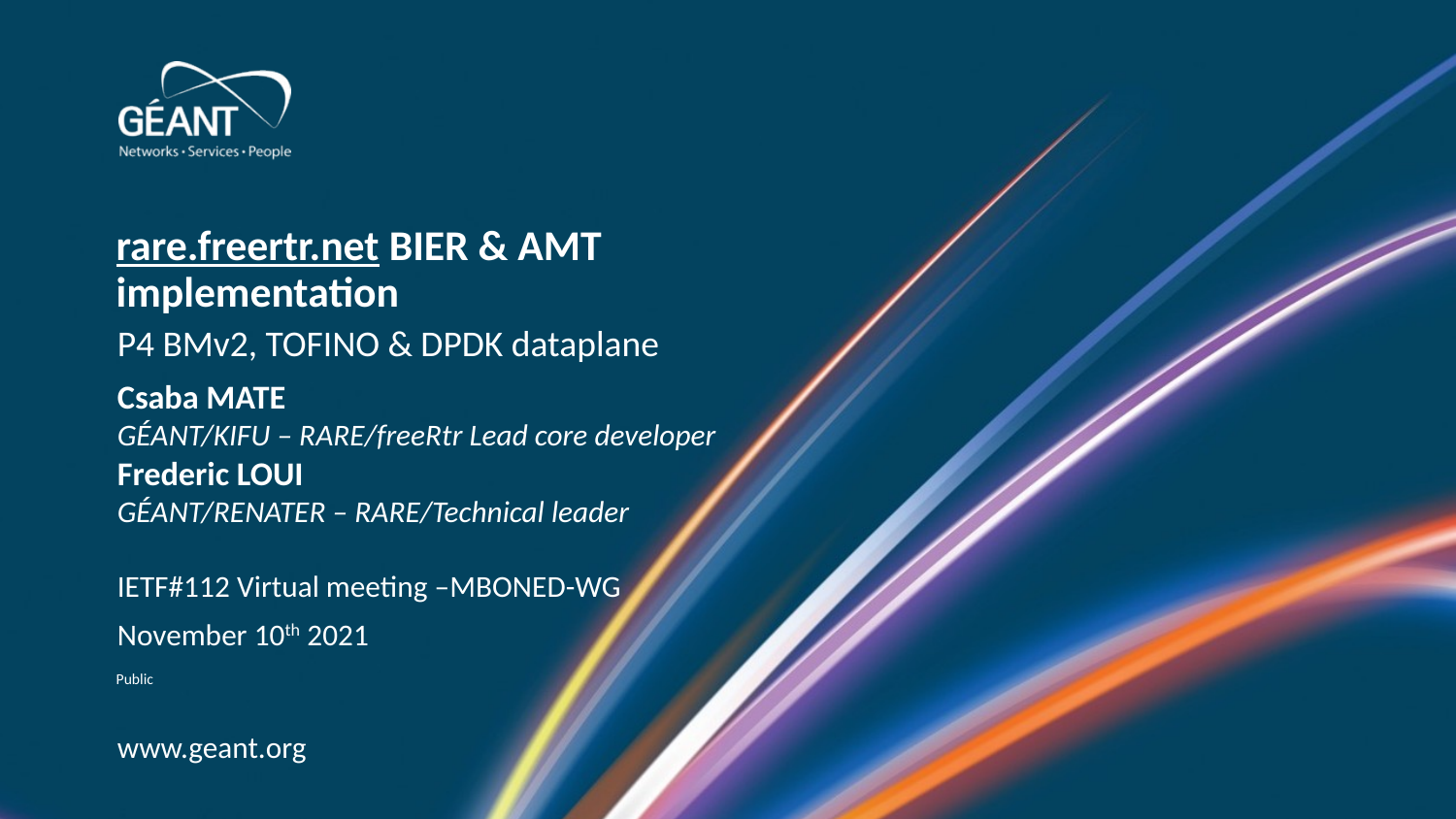GÉANT

Networks • Services • People

# rare.freertr.net BIER & AMT implementation

## P4 BMv2, TOFINO & DPDK dataplane

**Csaba MATE**

*GÉANT/KIFU – RARE/freeRtr Lead core developer*

**Frederic LOUI**

*GÉANT/RENATER – RARE/Technical leader*

IETF#112 Virtual meeting –MBONED-WG

November 10th 2021

Public

www.geant.org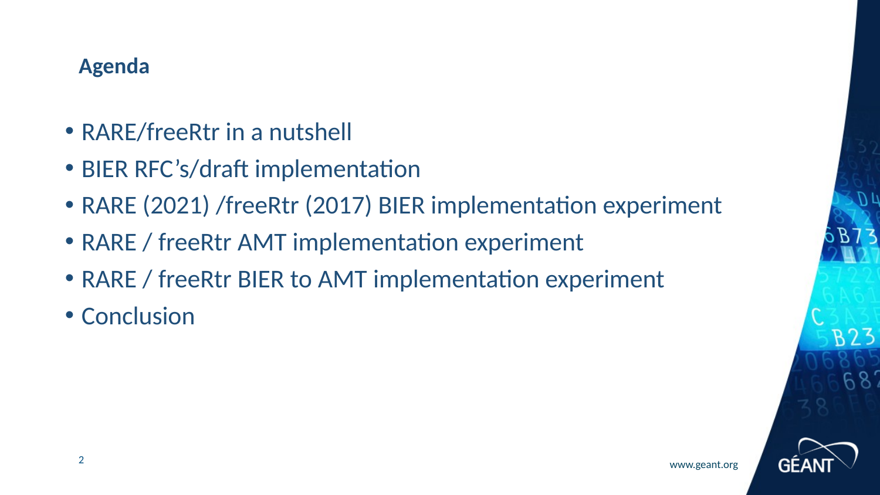## Agenda

- RARE/freeRtr in a nutshell
- BIER RFC's/draft implementation
- RARE (2021) /freeRtr (2017) BIER implementation experiment
- RARE / freeRtr AMT implementation experiment
- RARE / freeRtr BIER to AMT implementation experiment
- Conclusion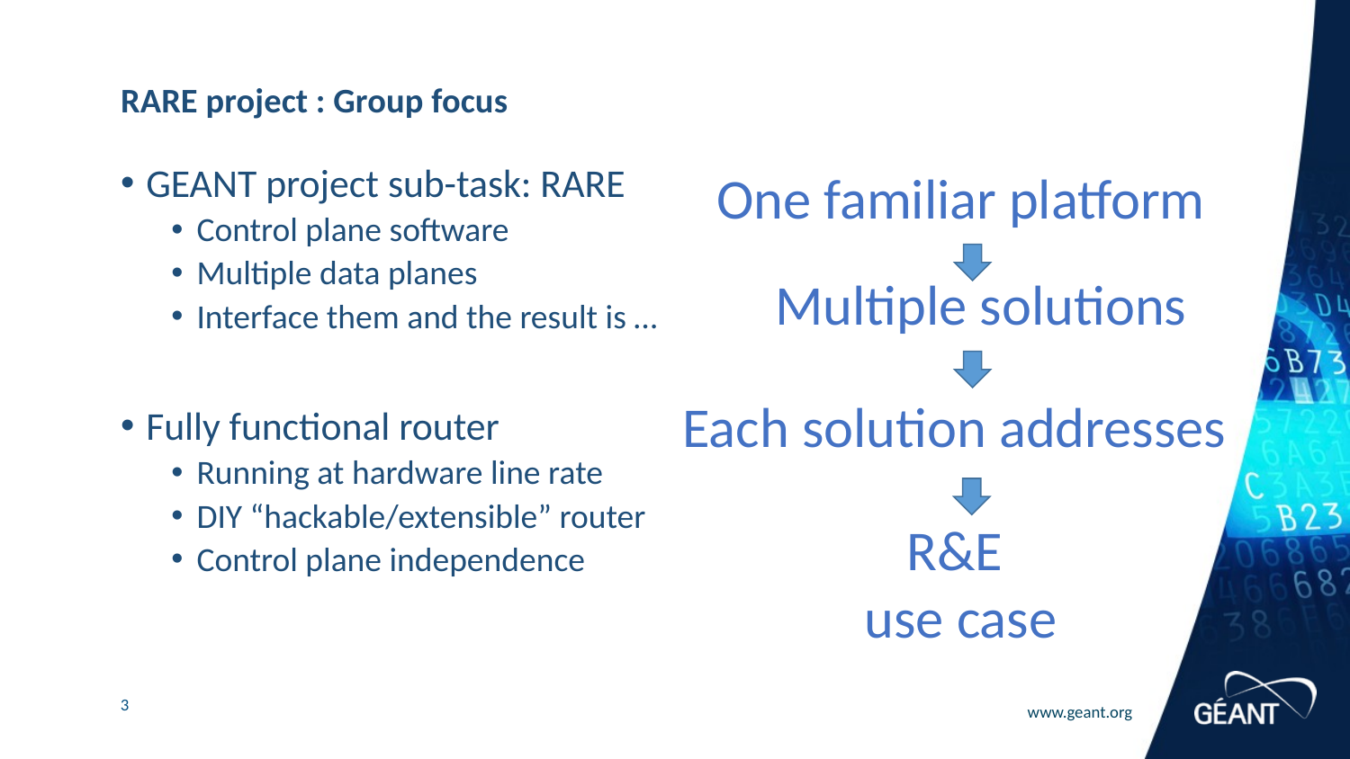## RARE project : Group focus

- GEANT project sub-task: RARE
  - Control plane software
  - Multiple data planes
  - Interface them and the result is …
- Fully functional router
  - Running at hardware line rate
  - DIY “hackable/extensible” router
  - Control plane independence

One familiar platform

↓

Multiple solutions

↓

Each solution addresses

↓

R&E use case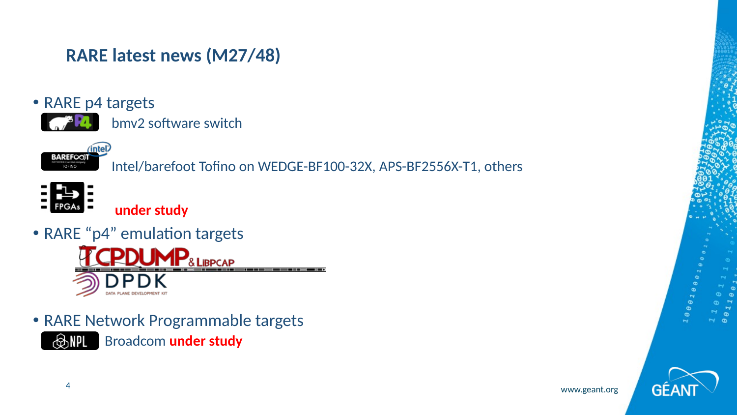# RARE latest news (M27/48)

- RARE p4 targets
  - bmv2 software switch
  - Intel/barefoot Tofino on WEDGE-BF100-32X, APS-BF2556X-T1, others
  - FPGAs **under study**
- RARE "p4" emulation targets
  - TCPDUMP & LIBPCAP
  - DPDK
- RARE Network Programmable targets
  - NPL: Broadcom **under study**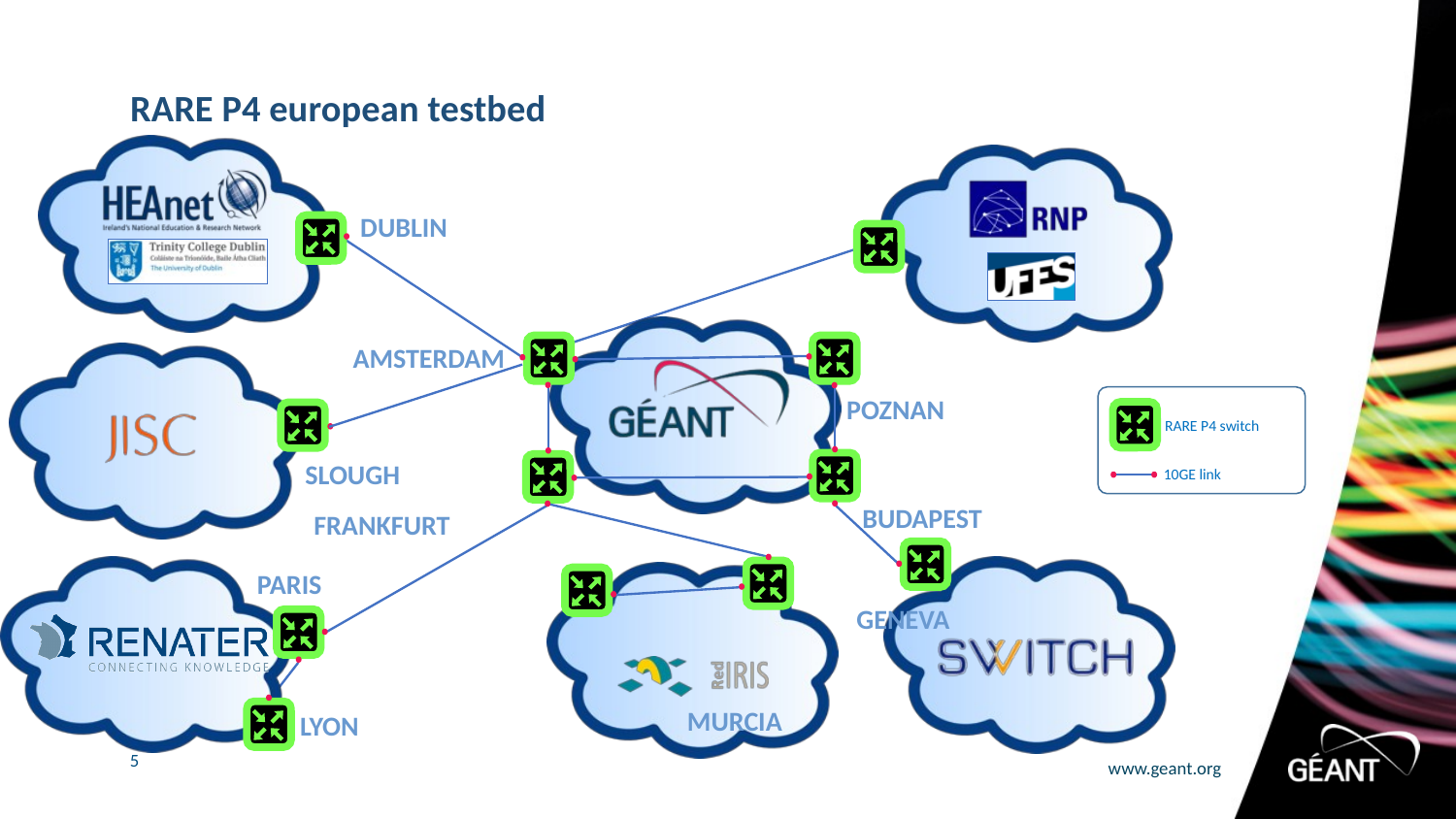# RARE P4 european testbed

HEAnet
Ireland's National Education & Research Network
Trinity College Dublin
Coláiste na Tríonóide, Baile Átha Cliath
The University of Dublin

DUBLIN

RNP

UFES

AMSTERDAM

GÉANT

POZNAN

JISC

SLOUGH

FRANKFURT

BUDAPEST

PARIS

RENATER
CONNECTING KNOWLEDGE

GENEVA

SWITCH

RedIRIS

MURCIA

LYON

RARE P4 switch

10GE link

www.geant.org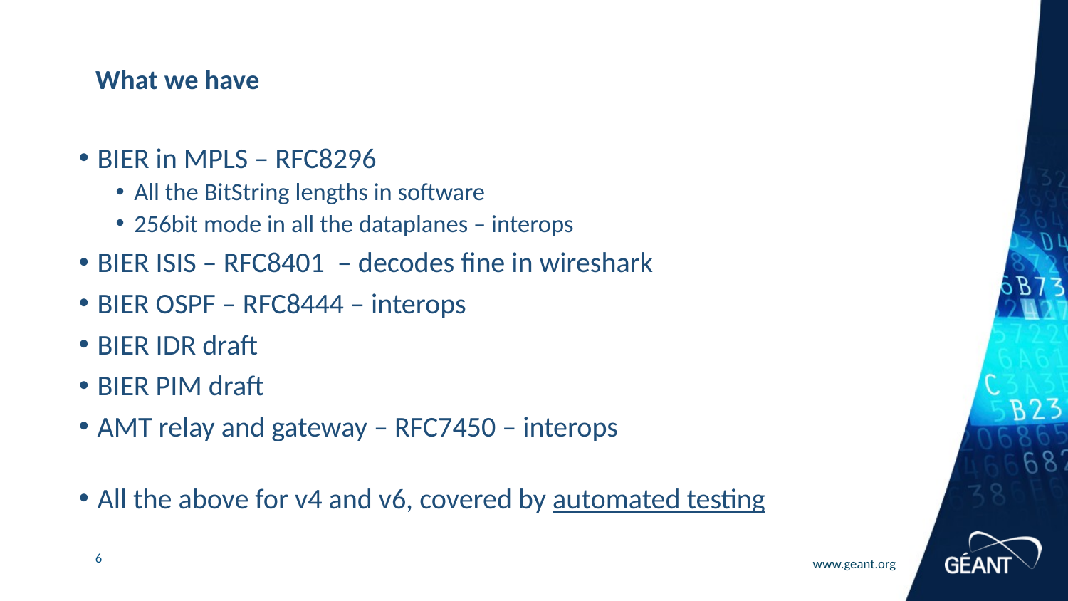## What we have

- BIER in MPLS – RFC8296
  - All the BitString lengths in software
  - 256bit mode in all the dataplanes – interops
- BIER ISIS – RFC8401 – decodes fine in wireshark
- BIER OSPF – RFC8444 – interops
- BIER IDR draft
- BIER PIM draft
- AMT relay and gateway – RFC7450 – interops

- All the above for v4 and v6, covered by automated testing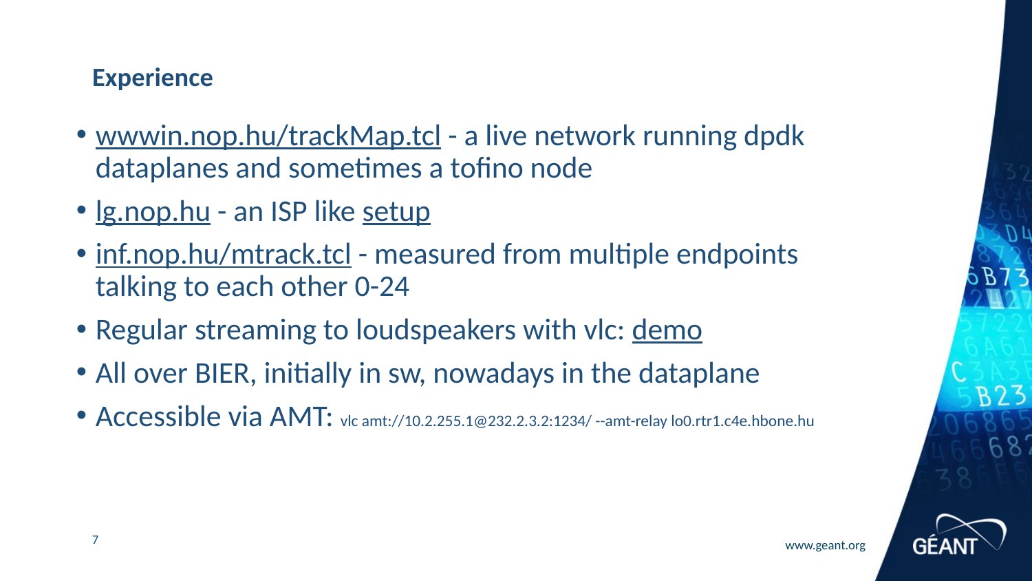## Experience

- wwwin.nop.hu/trackMap.tcl - a live network running dpdk dataplanes and sometimes a tofino node
- lg.nop.hu - an ISP like setup
- inf.nop.hu/mtrack.tcl - measured from multiple endpoints talking to each other 0-24
- Regular streaming to loudspeakers with vlc: demo
- All over BIER, initially in sw, nowadays in the dataplane
- Accessible via AMT: `vlc amt://10.2.255.1@232.2.3.2:1234/ --amt-relay lo0.rtr1.c4e.hbone.hu`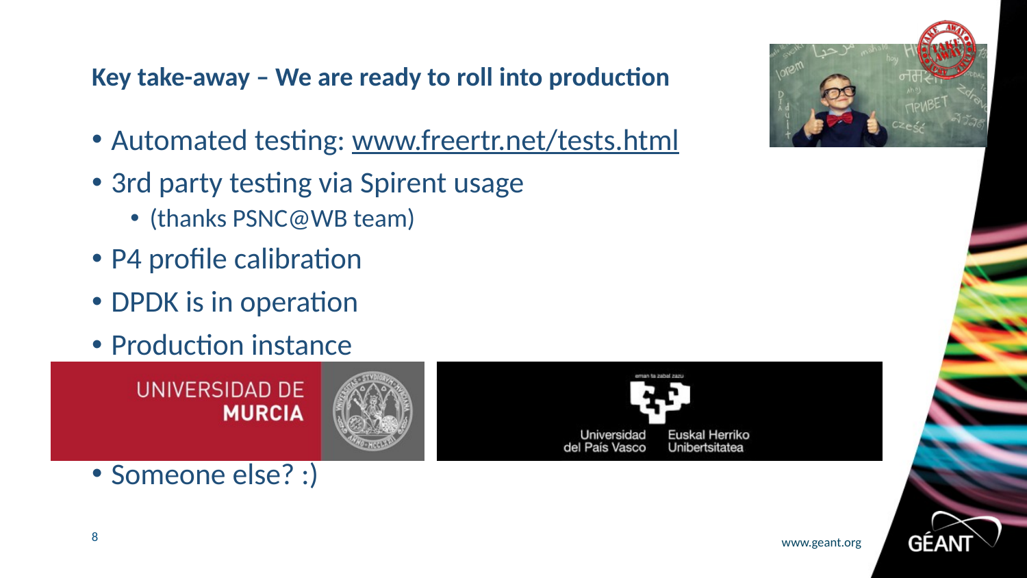## Key take-away – We are ready to roll into production

- Automated testing: www.freertr.net/tests.html
- 3rd party testing via Spirent usage
  - (thanks PSNC@WB team)
- P4 profile calibration
- DPDK is in operation
- Production instance

UNIVERSIDAD DE **MURCIA**

Universidad del País Vasco Euskal Herriko Unibertsitatea

- Someone else? :)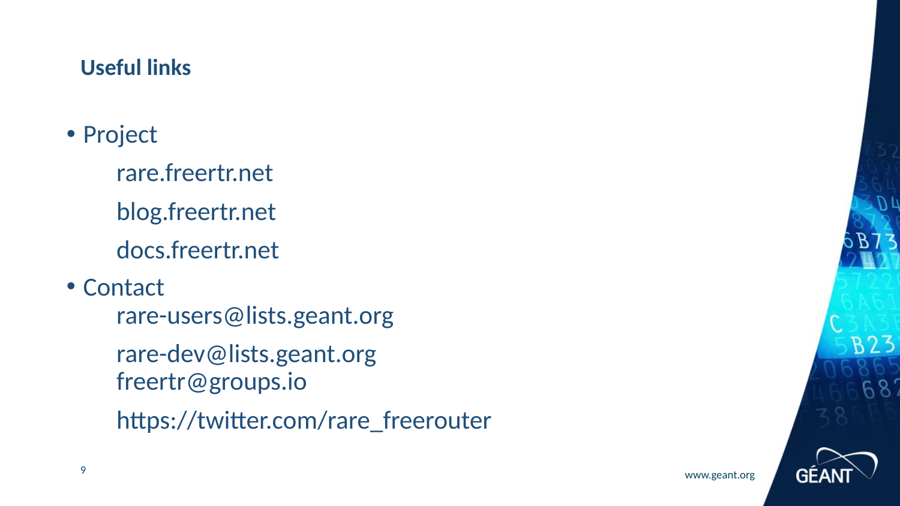## Useful links

- Project

  rare.freertr.net

  blog.freertr.net

  docs.freertr.net

- Contact

  rare-users@lists.geant.org

  rare-dev@lists.geant.org
  freertr@groups.io

  https://twitter.com/rare_freerouter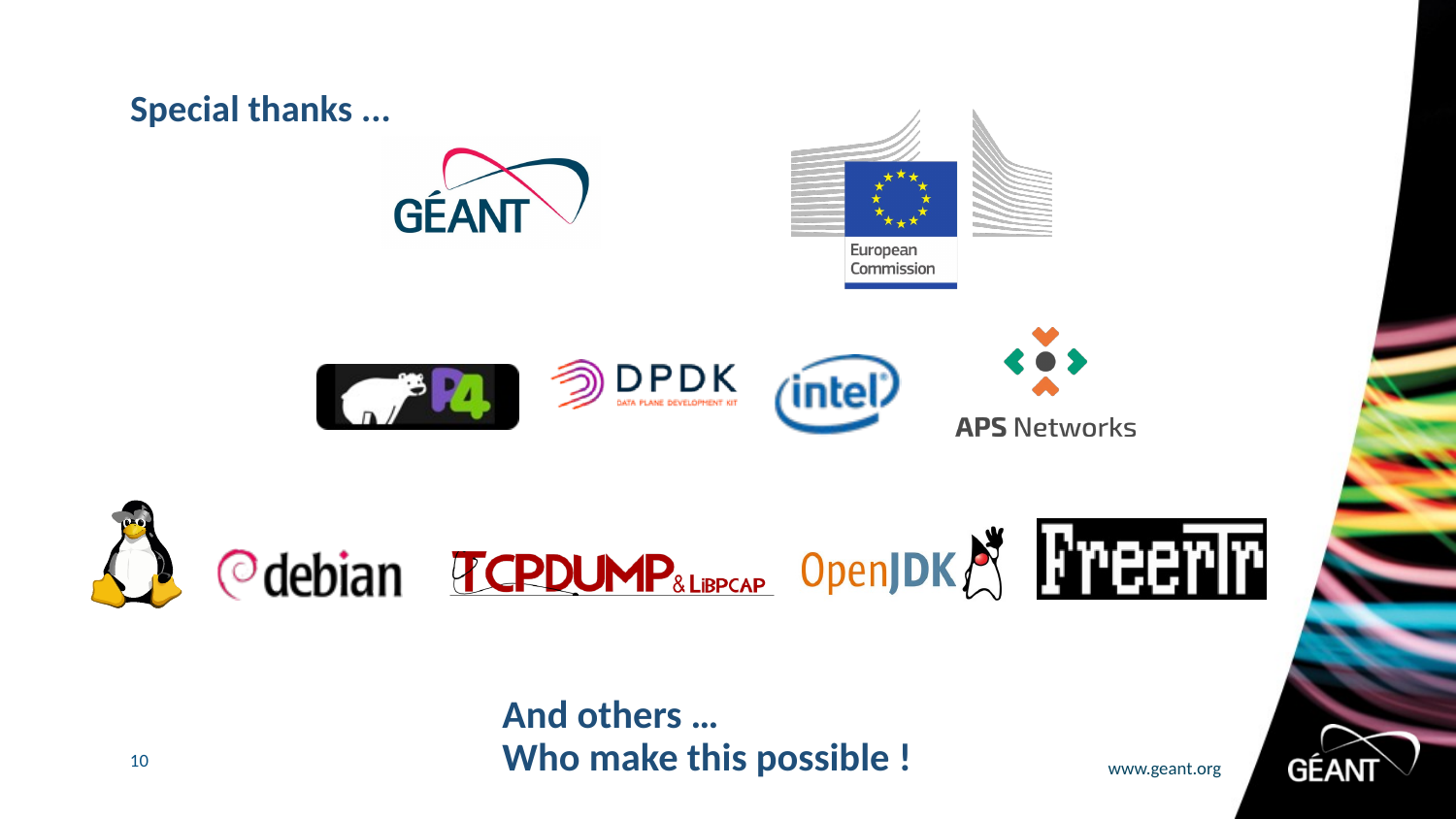## Special thanks ...

GÉANT

European Commission

DPDK
DATA PLANE DEVELOPMENT KIT

intel

APS Networks

debian

TCPDUMP & LIBPCAP

OpenJDK

FreeRtr

**And others ...**
**Who make this possible !**

www.geant.org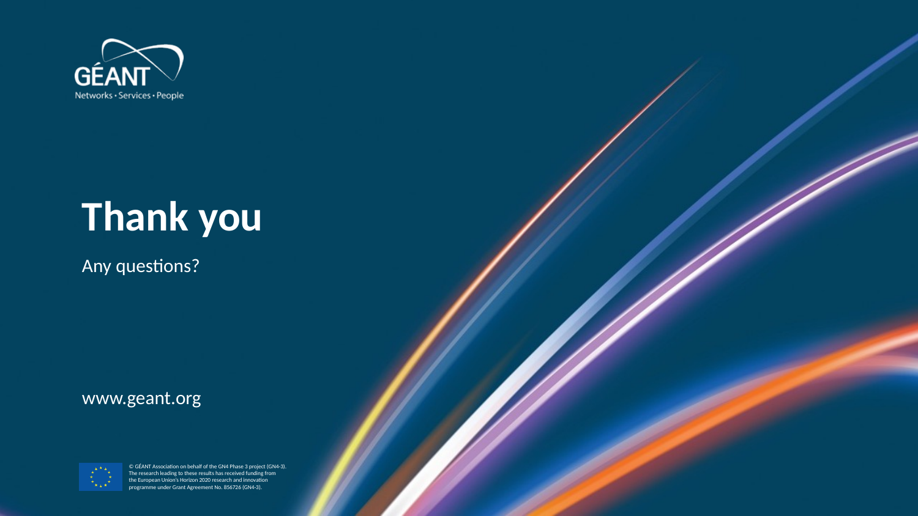GÉANT
Networks • Services • People

# Thank you

Any questions?

www.geant.org

© GÉANT Association on behalf of the GN4 Phase 3 project (GN4-3).
The research leading to these results has received funding from the European Union's Horizon 2020 research and innovation programme under Grant Agreement No. 856726 (GN4-3).